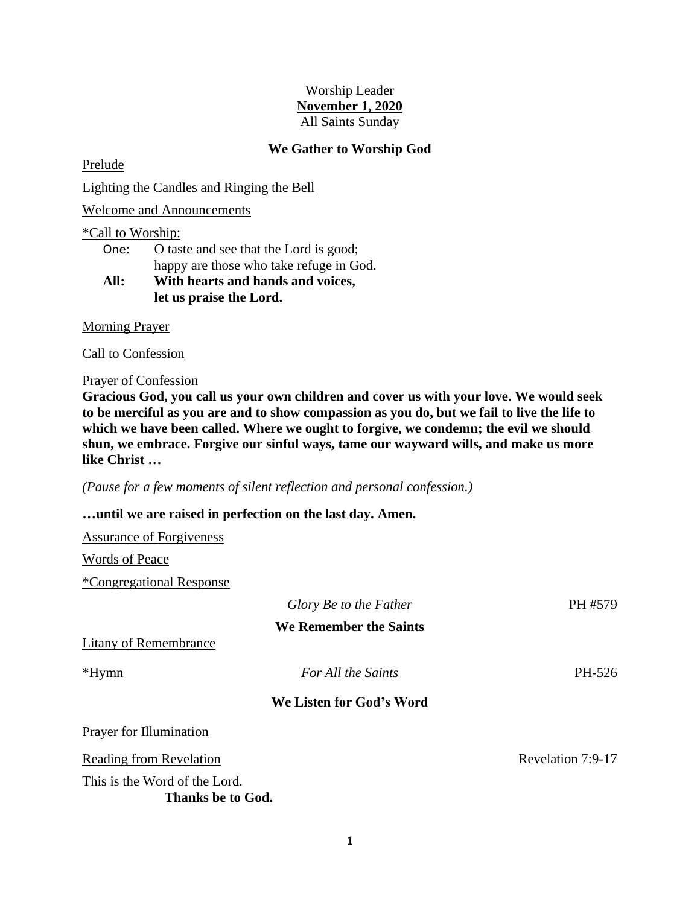Worship Leader

**November 1, 2020**

All Saints Sunday

## We Gather to Worship God

Prelude

Lighting the Candles and Ringing the Bell

Welcome and Announcements

*Call to Worship:

One: O taste and see that the Lord is good;
happy are those who take refuge in God.

**All: With hearts and hands and voices,
let us praise the Lord.**

Morning Prayer

Call to Confession

Prayer of Confession

**Gracious God, you call us your own children and cover us with your love. We would seek to be merciful as you are and to show compassion as you do, but we fail to live the life to which we have been called. Where we ought to forgive, we condemn; the evil we should shun, we embrace. Forgive our sinful ways, tame our wayward wills, and make us more like Christ …**

*(Pause for a few moments of silent reflection and personal confession.)*

**…until we are raised in perfection on the last day. Amen.**

Assurance of Forgiveness

Words of Peace

*Congregational Response

*Glory Be to the Father* PH #579

## We Remember the Saints

Litany of Remembrance

*Hymn *For All the Saints* PH-526

## We Listen for God's Word

Prayer for Illumination

Reading from Revelation Revelation 7:9-17

This is the Word of the Lord.

**Thanks be to God.**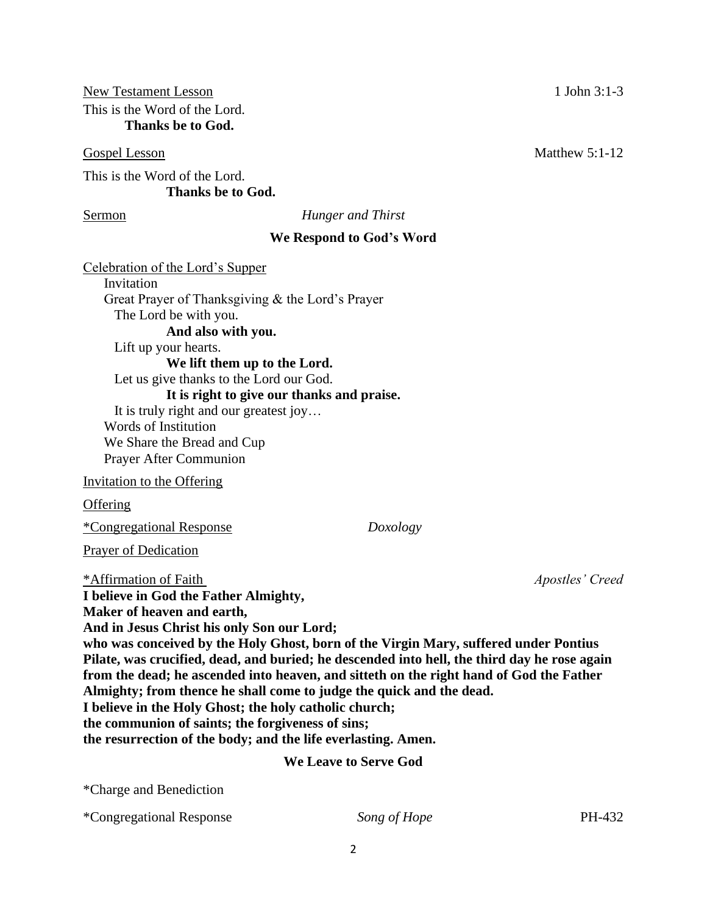New Testament Lesson 1 John 3:1-3

This is the Word of the Lord.
**Thanks be to God.**

Gospel Lesson Matthew 5:1-12

This is the Word of the Lord.
**Thanks be to God.**

Sermon *Hunger and Thirst*

**We Respond to God's Word**

Celebration of the Lord's Supper
Invitation
Great Prayer of Thanksgiving & the Lord's Prayer
The Lord be with you.
**And also with you.**
Lift up your hearts.
**We lift them up to the Lord.**
Let us give thanks to the Lord our God.
**It is right to give our thanks and praise.**
It is truly right and our greatest joy…
Words of Institution
We Share the Bread and Cup
Prayer After Communion

Invitation to the Offering

Offering

*Congregational Response *Doxology*

Prayer of Dedication

*Affirmation of Faith *Apostles' Creed*

**I believe in God the Father Almighty,**
**Maker of heaven and earth,**
**And in Jesus Christ his only Son our Lord;**
**who was conceived by the Holy Ghost, born of the Virgin Mary, suffered under Pontius Pilate, was crucified, dead, and buried; he descended into hell, the third day he rose again from the dead; he ascended into heaven, and sitteth on the right hand of God the Father Almighty; from thence he shall come to judge the quick and the dead.**
**I believe in the Holy Ghost; the holy catholic church;**
**the communion of saints; the forgiveness of sins;**
**the resurrection of the body; and the life everlasting. Amen.**

**We Leave to Serve God**

*Charge and Benediction

*Congregational Response *Song of Hope* PH-432